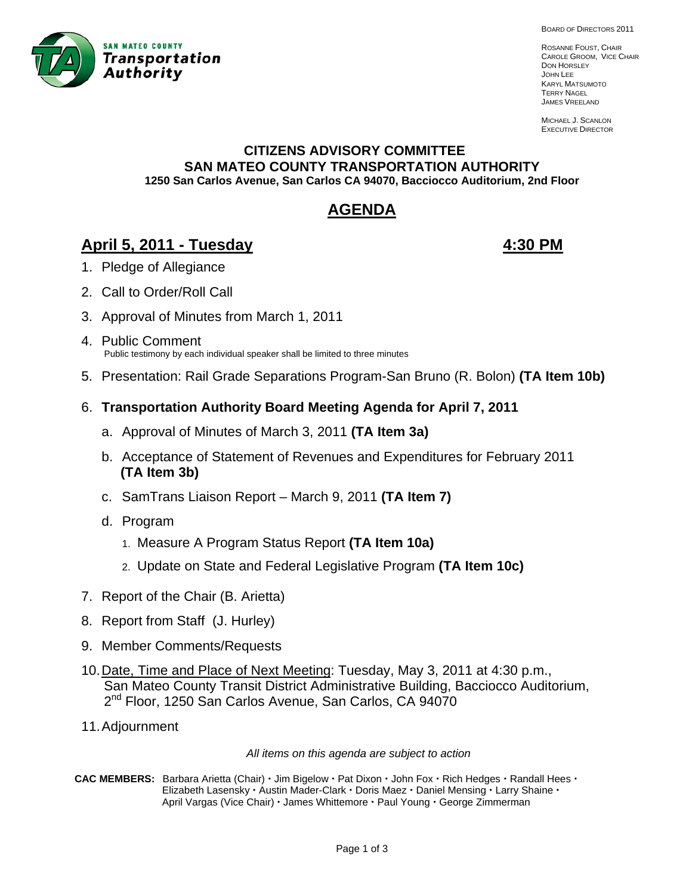SAN MATEO COUNTY
**Transportation Authority**

BOARD OF DIRECTORS 2011

ROSANNE FOUST, CHAIR
CAROLE GROOM, VICE CHAIR
DON HORSLEY
JOHN LEE
KARYL MATSUMOTO
TERRY NAGEL
JAMES VREELAND

MICHAEL J. SCANLON
EXECUTIVE DIRECTOR

## CITIZENS ADVISORY COMMITTEE
## SAN MATEO COUNTY TRANSPORTATION AUTHORITY
**1250 San Carlos Avenue, San Carlos CA 94070, Bacciocco Auditorium, 2nd Floor**

# AGENDA

## April 5, 2011 - Tuesday 4:30 PM

1. Pledge of Allegiance
2. Call to Order/Roll Call
3. Approval of Minutes from March 1, 2011
4. Public Comment
   Public testimony by each individual speaker shall be limited to three minutes
5. Presentation: Rail Grade Separations Program-San Bruno (R. Bolon) **(TA Item 10b)**
6. **Transportation Authority Board Meeting Agenda for April 7, 2011**
   a. Approval of Minutes of March 3, 2011 **(TA Item 3a)**
   b. Acceptance of Statement of Revenues and Expenditures for February 2011 **(TA Item 3b)**
   c. SamTrans Liaison Report – March 9, 2011 **(TA Item 7)**
   d. Program
      1. Measure A Program Status Report **(TA Item 10a)**
      2. Update on State and Federal Legislative Program **(TA Item 10c)**
7. Report of the Chair (B. Arietta)
8. Report from Staff (J. Hurley)
9. Member Comments/Requests
10. Date, Time and Place of Next Meeting: Tuesday, May 3, 2011 at 4:30 p.m., San Mateo County Transit District Administrative Building, Bacciocco Auditorium, 2nd Floor, 1250 San Carlos Avenue, San Carlos, CA 94070
11. Adjournment

*All items on this agenda are subject to action*

**CAC MEMBERS:** Barbara Arietta (Chair) • Jim Bigelow • Pat Dixon • John Fox • Rich Hedges • Randall Hees • Elizabeth Lasensky • Austin Mader-Clark • Doris Maez • Daniel Mensing • Larry Shaine • April Vargas (Vice Chair) • James Whittemore • Paul Young • George Zimmerman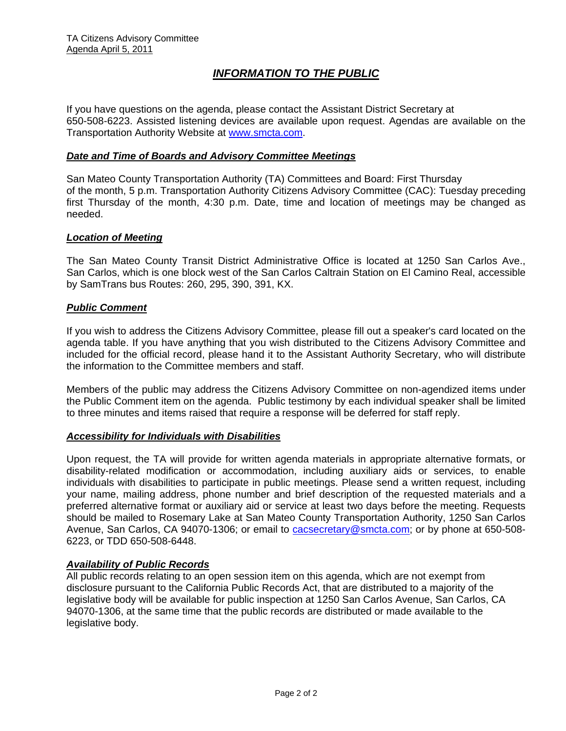# *INFORMATION TO THE PUBLIC*

If you have questions on the agenda, please contact the Assistant District Secretary at 650-508-6223. Assisted listening devices are available upon request. Agendas are available on the Transportation Authority Website at www.smcta.com.

### *Date and Time of Boards and Advisory Committee Meetings*

San Mateo County Transportation Authority (TA) Committees and Board: First Thursday of the month, 5 p.m. Transportation Authority Citizens Advisory Committee (CAC): Tuesday preceding first Thursday of the month, 4:30 p.m. Date, time and location of meetings may be changed as needed.

### *Location of Meeting*

The San Mateo County Transit District Administrative Office is located at 1250 San Carlos Ave., San Carlos, which is one block west of the San Carlos Caltrain Station on El Camino Real, accessible by SamTrans bus Routes: 260, 295, 390, 391, KX.

### *Public Comment*

If you wish to address the Citizens Advisory Committee, please fill out a speaker's card located on the agenda table. If you have anything that you wish distributed to the Citizens Advisory Committee and included for the official record, please hand it to the Assistant Authority Secretary, who will distribute the information to the Committee members and staff.

Members of the public may address the Citizens Advisory Committee on non-agendized items under the Public Comment item on the agenda. Public testimony by each individual speaker shall be limited to three minutes and items raised that require a response will be deferred for staff reply.

### *Accessibility for Individuals with Disabilities*

Upon request, the TA will provide for written agenda materials in appropriate alternative formats, or disability-related modification or accommodation, including auxiliary aids or services, to enable individuals with disabilities to participate in public meetings. Please send a written request, including your name, mailing address, phone number and brief description of the requested materials and a preferred alternative format or auxiliary aid or service at least two days before the meeting. Requests should be mailed to Rosemary Lake at San Mateo County Transportation Authority, 1250 San Carlos Avenue, San Carlos, CA 94070-1306; or email to cacsecretary@smcta.com; or by phone at 650-508-6223, or TDD 650-508-6448.

### *Availability of Public Records*

All public records relating to an open session item on this agenda, which are not exempt from disclosure pursuant to the California Public Records Act, that are distributed to a majority of the legislative body will be available for public inspection at 1250 San Carlos Avenue, San Carlos, CA 94070-1306, at the same time that the public records are distributed or made available to the legislative body.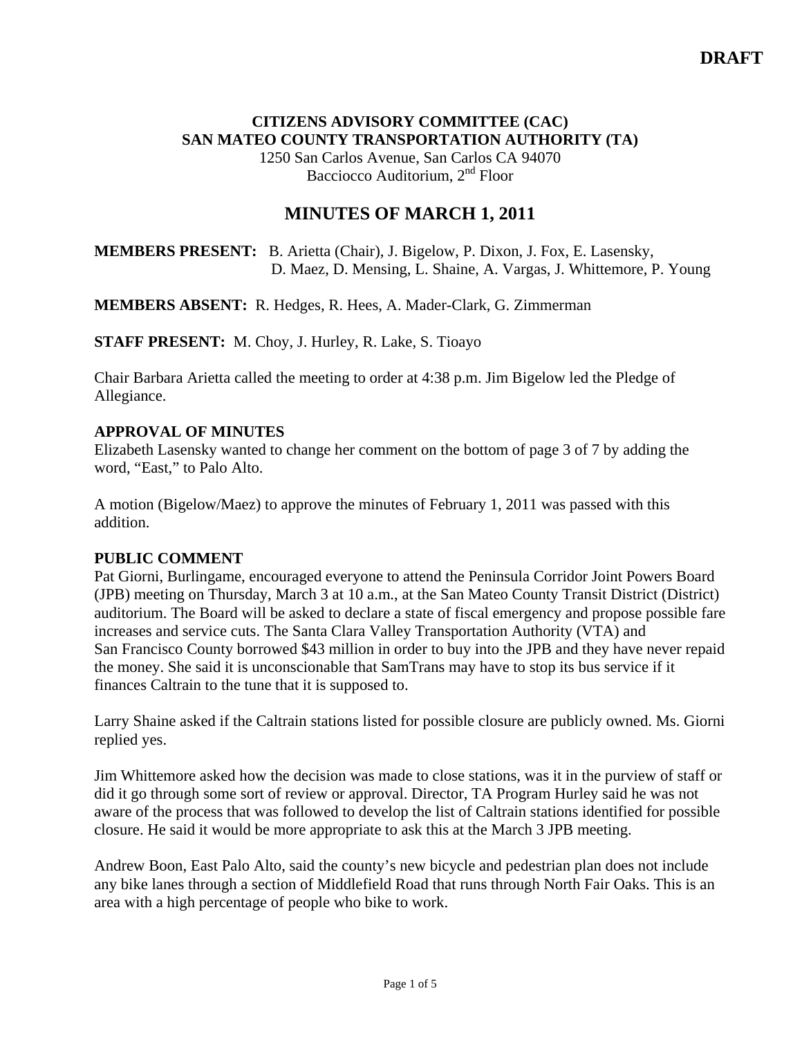**DRAFT**

**CITIZENS ADVISORY COMMITTEE (CAC)**
**SAN MATEO COUNTY TRANSPORTATION AUTHORITY (TA)**
1250 San Carlos Avenue, San Carlos CA 94070
Bacciocco Auditorium, 2nd Floor

# MINUTES OF MARCH 1, 2011

**MEMBERS PRESENT:** B. Arietta (Chair), J. Bigelow, P. Dixon, J. Fox, E. Lasensky, D. Maez, D. Mensing, L. Shaine, A. Vargas, J. Whittemore, P. Young

**MEMBERS ABSENT:** R. Hedges, R. Hees, A. Mader-Clark, G. Zimmerman

**STAFF PRESENT:** M. Choy, J. Hurley, R. Lake, S. Tioayo

Chair Barbara Arietta called the meeting to order at 4:38 p.m. Jim Bigelow led the Pledge of Allegiance.

**APPROVAL OF MINUTES**

Elizabeth Lasensky wanted to change her comment on the bottom of page 3 of 7 by adding the word, "East," to Palo Alto.

A motion (Bigelow/Maez) to approve the minutes of February 1, 2011 was passed with this addition.

**PUBLIC COMMENT**

Pat Giorni, Burlingame, encouraged everyone to attend the Peninsula Corridor Joint Powers Board (JPB) meeting on Thursday, March 3 at 10 a.m., at the San Mateo County Transit District (District) auditorium. The Board will be asked to declare a state of fiscal emergency and propose possible fare increases and service cuts. The Santa Clara Valley Transportation Authority (VTA) and San Francisco County borrowed $43 million in order to buy into the JPB and they have never repaid the money. She said it is unconscionable that SamTrans may have to stop its bus service if it finances Caltrain to the tune that it is supposed to.

Larry Shaine asked if the Caltrain stations listed for possible closure are publicly owned. Ms. Giorni replied yes.

Jim Whittemore asked how the decision was made to close stations, was it in the purview of staff or did it go through some sort of review or approval. Director, TA Program Hurley said he was not aware of the process that was followed to develop the list of Caltrain stations identified for possible closure. He said it would be more appropriate to ask this at the March 3 JPB meeting.

Andrew Boon, East Palo Alto, said the county's new bicycle and pedestrian plan does not include any bike lanes through a section of Middlefield Road that runs through North Fair Oaks. This is an area with a high percentage of people who bike to work.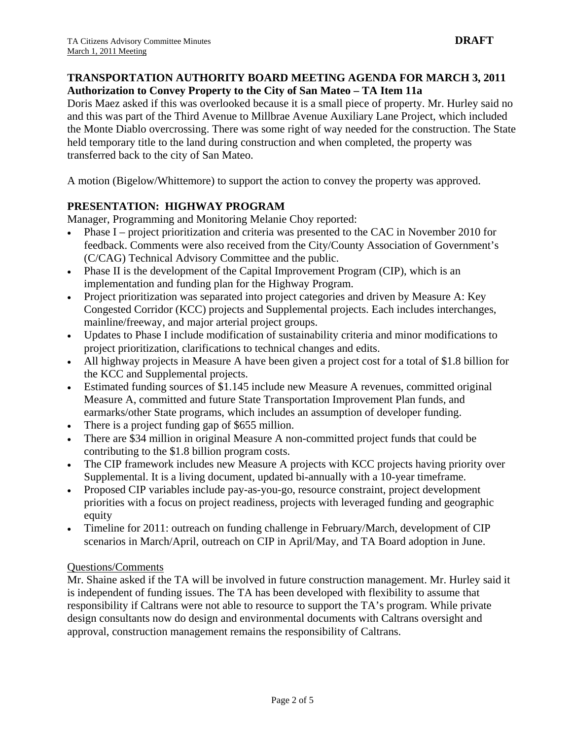## TRANSPORTATION AUTHORITY BOARD MEETING AGENDA FOR MARCH 3, 2011

**Authorization to Convey Property to the City of San Mateo – TA Item 11a**

Doris Maez asked if this was overlooked because it is a small piece of property. Mr. Hurley said no and this was part of the Third Avenue to Millbrae Avenue Auxiliary Lane Project, which included the Monte Diablo overcrossing. There was some right of way needed for the construction. The State held temporary title to the land during construction and when completed, the property was transferred back to the city of San Mateo.

A motion (Bigelow/Whittemore) to support the action to convey the property was approved.

## PRESENTATION: HIGHWAY PROGRAM

Manager, Programming and Monitoring Melanie Choy reported:

- Phase I – project prioritization and criteria was presented to the CAC in November 2010 for feedback. Comments were also received from the City/County Association of Government's (C/CAG) Technical Advisory Committee and the public.
- Phase II is the development of the Capital Improvement Program (CIP), which is an implementation and funding plan for the Highway Program.
- Project prioritization was separated into project categories and driven by Measure A: Key Congested Corridor (KCC) projects and Supplemental projects. Each includes interchanges, mainline/freeway, and major arterial project groups.
- Updates to Phase I include modification of sustainability criteria and minor modifications to project prioritization, clarifications to technical changes and edits.
- All highway projects in Measure A have been given a project cost for a total of $1.8 billion for the KCC and Supplemental projects.
- Estimated funding sources of $1.145 include new Measure A revenues, committed original Measure A, committed and future State Transportation Improvement Plan funds, and earmarks/other State programs, which includes an assumption of developer funding.
- There is a project funding gap of $655 million.
- There are $34 million in original Measure A non-committed project funds that could be contributing to the $1.8 billion program costs.
- The CIP framework includes new Measure A projects with KCC projects having priority over Supplemental. It is a living document, updated bi-annually with a 10-year timeframe.
- Proposed CIP variables include pay-as-you-go, resource constraint, project development priorities with a focus on project readiness, projects with leveraged funding and geographic equity
- Timeline for 2011: outreach on funding challenge in February/March, development of CIP scenarios in March/April, outreach on CIP in April/May, and TA Board adoption in June.

Questions/Comments

Mr. Shaine asked if the TA will be involved in future construction management. Mr. Hurley said it is independent of funding issues. The TA has been developed with flexibility to assume that responsibility if Caltrans were not able to resource to support the TA's program. While private design consultants now do design and environmental documents with Caltrans oversight and approval, construction management remains the responsibility of Caltrans.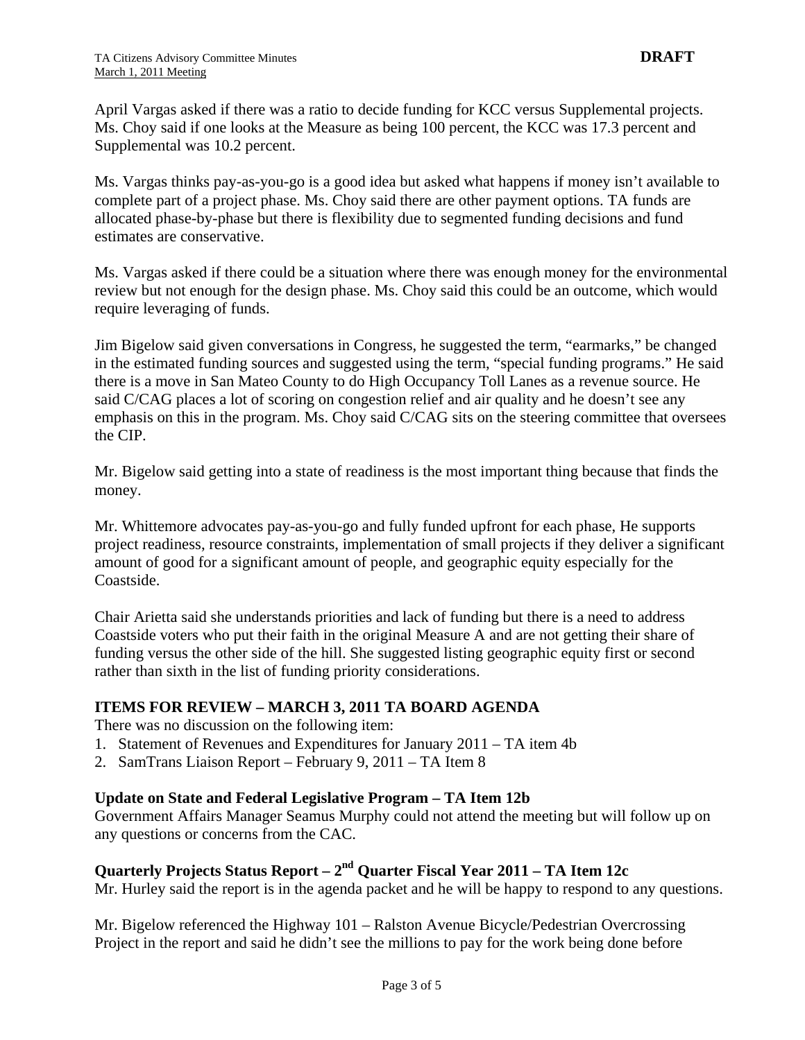April Vargas asked if there was a ratio to decide funding for KCC versus Supplemental projects. Ms. Choy said if one looks at the Measure as being 100 percent, the KCC was 17.3 percent and Supplemental was 10.2 percent.

Ms. Vargas thinks pay-as-you-go is a good idea but asked what happens if money isn't available to complete part of a project phase. Ms. Choy said there are other payment options. TA funds are allocated phase-by-phase but there is flexibility due to segmented funding decisions and fund estimates are conservative.

Ms. Vargas asked if there could be a situation where there was enough money for the environmental review but not enough for the design phase. Ms. Choy said this could be an outcome, which would require leveraging of funds.

Jim Bigelow said given conversations in Congress, he suggested the term, "earmarks," be changed in the estimated funding sources and suggested using the term, "special funding programs." He said there is a move in San Mateo County to do High Occupancy Toll Lanes as a revenue source. He said C/CAG places a lot of scoring on congestion relief and air quality and he doesn't see any emphasis on this in the program. Ms. Choy said C/CAG sits on the steering committee that oversees the CIP.

Mr. Bigelow said getting into a state of readiness is the most important thing because that finds the money.

Mr. Whittemore advocates pay-as-you-go and fully funded upfront for each phase, He supports project readiness, resource constraints, implementation of small projects if they deliver a significant amount of good for a significant amount of people, and geographic equity especially for the Coastside.

Chair Arietta said she understands priorities and lack of funding but there is a need to address Coastside voters who put their faith in the original Measure A and are not getting their share of funding versus the other side of the hill. She suggested listing geographic equity first or second rather than sixth in the list of funding priority considerations.

## ITEMS FOR REVIEW – MARCH 3, 2011 TA BOARD AGENDA

There was no discussion on the following item:

1. Statement of Revenues and Expenditures for January 2011 – TA item 4b
2. SamTrans Liaison Report – February 9, 2011 – TA Item 8

### Update on State and Federal Legislative Program – TA Item 12b

Government Affairs Manager Seamus Murphy could not attend the meeting but will follow up on any questions or concerns from the CAC.

### Quarterly Projects Status Report – 2nd Quarter Fiscal Year 2011 – TA Item 12c

Mr. Hurley said the report is in the agenda packet and he will be happy to respond to any questions.

Mr. Bigelow referenced the Highway 101 – Ralston Avenue Bicycle/Pedestrian Overcrossing Project in the report and said he didn't see the millions to pay for the work being done before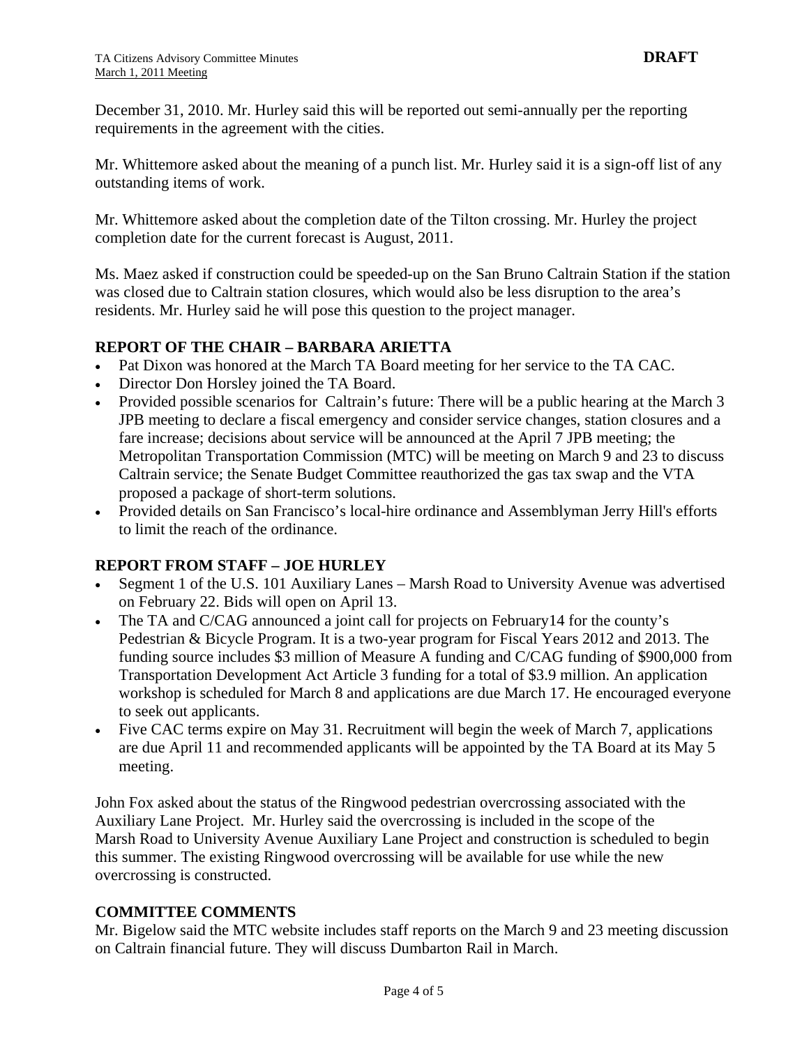December 31, 2010. Mr. Hurley said this will be reported out semi-annually per the reporting requirements in the agreement with the cities.

Mr. Whittemore asked about the meaning of a punch list. Mr. Hurley said it is a sign-off list of any outstanding items of work.

Mr. Whittemore asked about the completion date of the Tilton crossing. Mr. Hurley the project completion date for the current forecast is August, 2011.

Ms. Maez asked if construction could be speeded-up on the San Bruno Caltrain Station if the station was closed due to Caltrain station closures, which would also be less disruption to the area's residents. Mr. Hurley said he will pose this question to the project manager.

## REPORT OF THE CHAIR – BARBARA ARIETTA

- Pat Dixon was honored at the March TA Board meeting for her service to the TA CAC.
- Director Don Horsley joined the TA Board.
- Provided possible scenarios for Caltrain's future: There will be a public hearing at the March 3 JPB meeting to declare a fiscal emergency and consider service changes, station closures and a fare increase; decisions about service will be announced at the April 7 JPB meeting; the Metropolitan Transportation Commission (MTC) will be meeting on March 9 and 23 to discuss Caltrain service; the Senate Budget Committee reauthorized the gas tax swap and the VTA proposed a package of short-term solutions.
- Provided details on San Francisco's local-hire ordinance and Assemblyman Jerry Hill's efforts to limit the reach of the ordinance.

## REPORT FROM STAFF – JOE HURLEY

- Segment 1 of the U.S. 101 Auxiliary Lanes – Marsh Road to University Avenue was advertised on February 22. Bids will open on April 13.
- The TA and C/CAG announced a joint call for projects on February14 for the county's Pedestrian & Bicycle Program. It is a two-year program for Fiscal Years 2012 and 2013. The funding source includes $3 million of Measure A funding and C/CAG funding of $900,000 from Transportation Development Act Article 3 funding for a total of $3.9 million. An application workshop is scheduled for March 8 and applications are due March 17. He encouraged everyone to seek out applicants.
- Five CAC terms expire on May 31. Recruitment will begin the week of March 7, applications are due April 11 and recommended applicants will be appointed by the TA Board at its May 5 meeting.

John Fox asked about the status of the Ringwood pedestrian overcrossing associated with the Auxiliary Lane Project. Mr. Hurley said the overcrossing is included in the scope of the Marsh Road to University Avenue Auxiliary Lane Project and construction is scheduled to begin this summer. The existing Ringwood overcrossing will be available for use while the new overcrossing is constructed.

## COMMITTEE COMMENTS

Mr. Bigelow said the MTC website includes staff reports on the March 9 and 23 meeting discussion on Caltrain financial future. They will discuss Dumbarton Rail in March.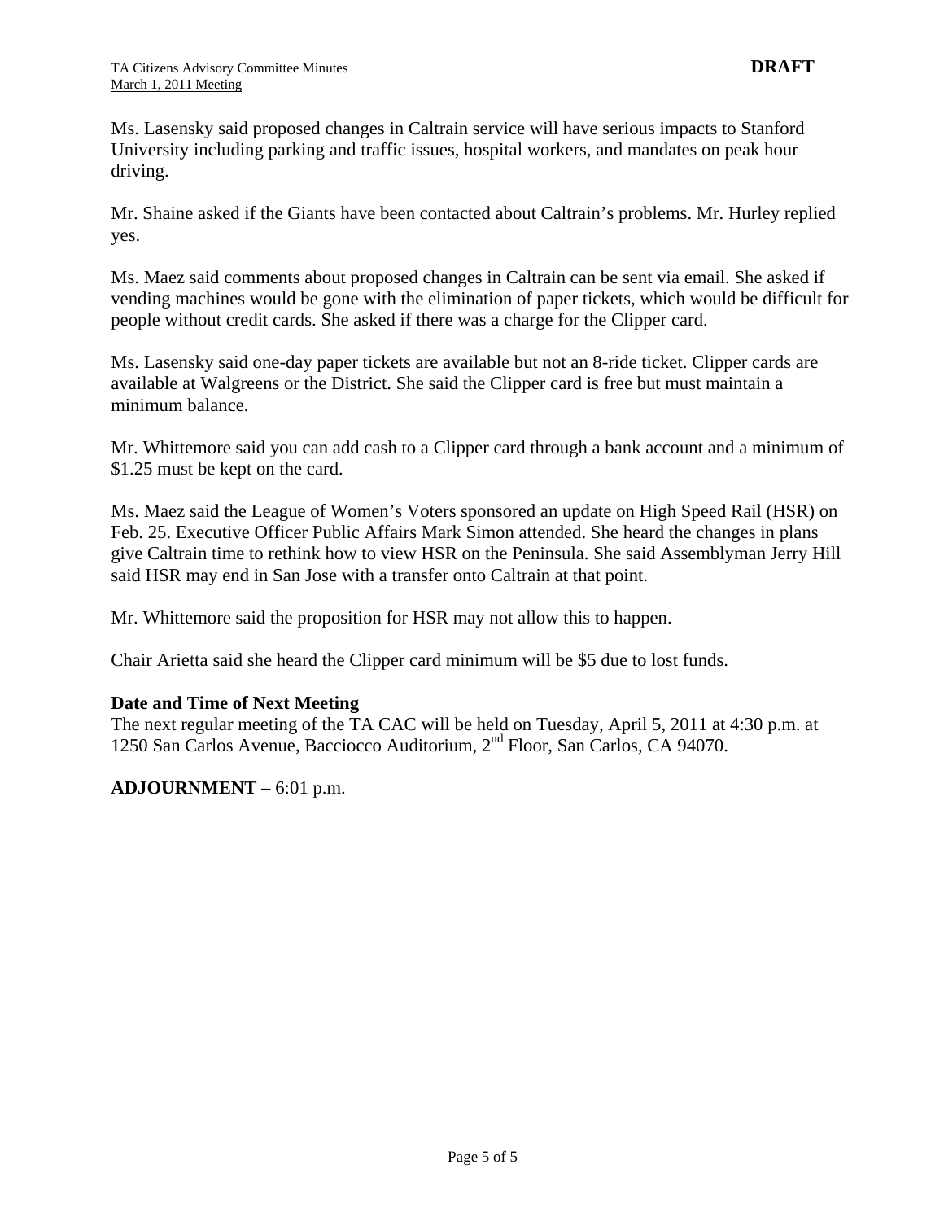Ms. Lasensky said proposed changes in Caltrain service will have serious impacts to Stanford University including parking and traffic issues, hospital workers, and mandates on peak hour driving.

Mr. Shaine asked if the Giants have been contacted about Caltrain's problems. Mr. Hurley replied yes.

Ms. Maez said comments about proposed changes in Caltrain can be sent via email. She asked if vending machines would be gone with the elimination of paper tickets, which would be difficult for people without credit cards. She asked if there was a charge for the Clipper card.

Ms. Lasensky said one-day paper tickets are available but not an 8-ride ticket. Clipper cards are available at Walgreens or the District. She said the Clipper card is free but must maintain a minimum balance.

Mr. Whittemore said you can add cash to a Clipper card through a bank account and a minimum of $1.25 must be kept on the card.

Ms. Maez said the League of Women's Voters sponsored an update on High Speed Rail (HSR) on Feb. 25. Executive Officer Public Affairs Mark Simon attended. She heard the changes in plans give Caltrain time to rethink how to view HSR on the Peninsula. She said Assemblyman Jerry Hill said HSR may end in San Jose with a transfer onto Caltrain at that point.

Mr. Whittemore said the proposition for HSR may not allow this to happen.

Chair Arietta said she heard the Clipper card minimum will be $5 due to lost funds.

**Date and Time of Next Meeting**
The next regular meeting of the TA CAC will be held on Tuesday, April 5, 2011 at 4:30 p.m. at 1250 San Carlos Avenue, Bacciocco Auditorium, 2nd Floor, San Carlos, CA 94070.

**ADJOURNMENT –** 6:01 p.m.